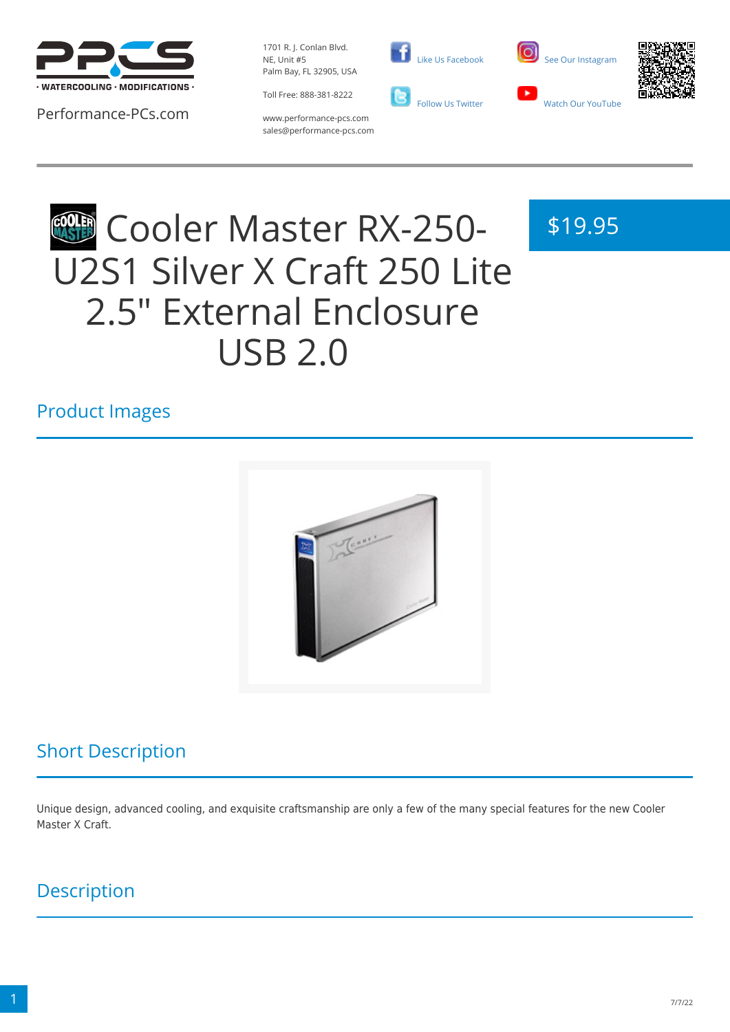Performance-PCs.com

1701 R. J. Conlan Blvd. NE, Unit #5
Palm Bay, FL 32905, USA

Toll Free: 888-381-8222

www.performance-pcs.com
sales@performance-pcs.com

Like Us Facebook

Follow Us Twitter

See Our Instagram

Watch Our YouTube

# Cooler Master RX-250-U2S1 Silver X Craft 250 Lite 2.5" External Enclosure USB 2.0

$19.95

## Product Images

## Short Description

Unique design, advanced cooling, and exquisite craftsmanship are only a few of the many special features for the new Cooler Master X Craft.

## Description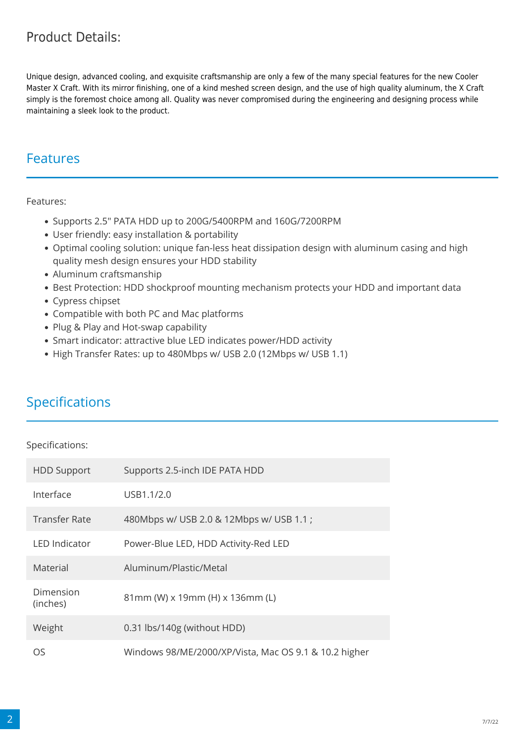## Product Details:

Unique design, advanced cooling, and exquisite craftsmanship are only a few of the many special features for the new Cooler Master X Craft. With its mirror finishing, one of a kind meshed screen design, and the use of high quality aluminum, the X Craft simply is the foremost choice among all. Quality was never compromised during the engineering and designing process while maintaining a sleek look to the product.

## Features

Features:

- Supports 2.5" PATA HDD up to 200G/5400RPM and 160G/7200RPM
- User friendly: easy installation & portability
- Optimal cooling solution: unique fan-less heat dissipation design with aluminum casing and high quality mesh design ensures your HDD stability
- Aluminum craftsmanship
- Best Protection: HDD shockproof mounting mechanism protects your HDD and important data
- Cypress chipset
- Compatible with both PC and Mac platforms
- Plug & Play and Hot-swap capability
- Smart indicator: attractive blue LED indicates power/HDD activity
- High Transfer Rates: up to 480Mbps w/ USB 2.0 (12Mbps w/ USB 1.1)

## Specifications

Specifications:

| | |
|---|---|
| HDD Support | Supports 2.5-inch IDE PATA HDD |
| Interface | USB1.1/2.0 |
| Transfer Rate | 480Mbps w/ USB 2.0 & 12Mbps w/ USB 1.1 ; |
| LED Indicator | Power-Blue LED, HDD Activity-Red LED |
| Material | Aluminum/Plastic/Metal |
| Dimension (inches) | 81mm (W) x 19mm (H) x 136mm (L) |
| Weight | 0.31 lbs/140g (without HDD) |
| OS | Windows 98/ME/2000/XP/Vista, Mac OS 9.1 & 10.2 higher |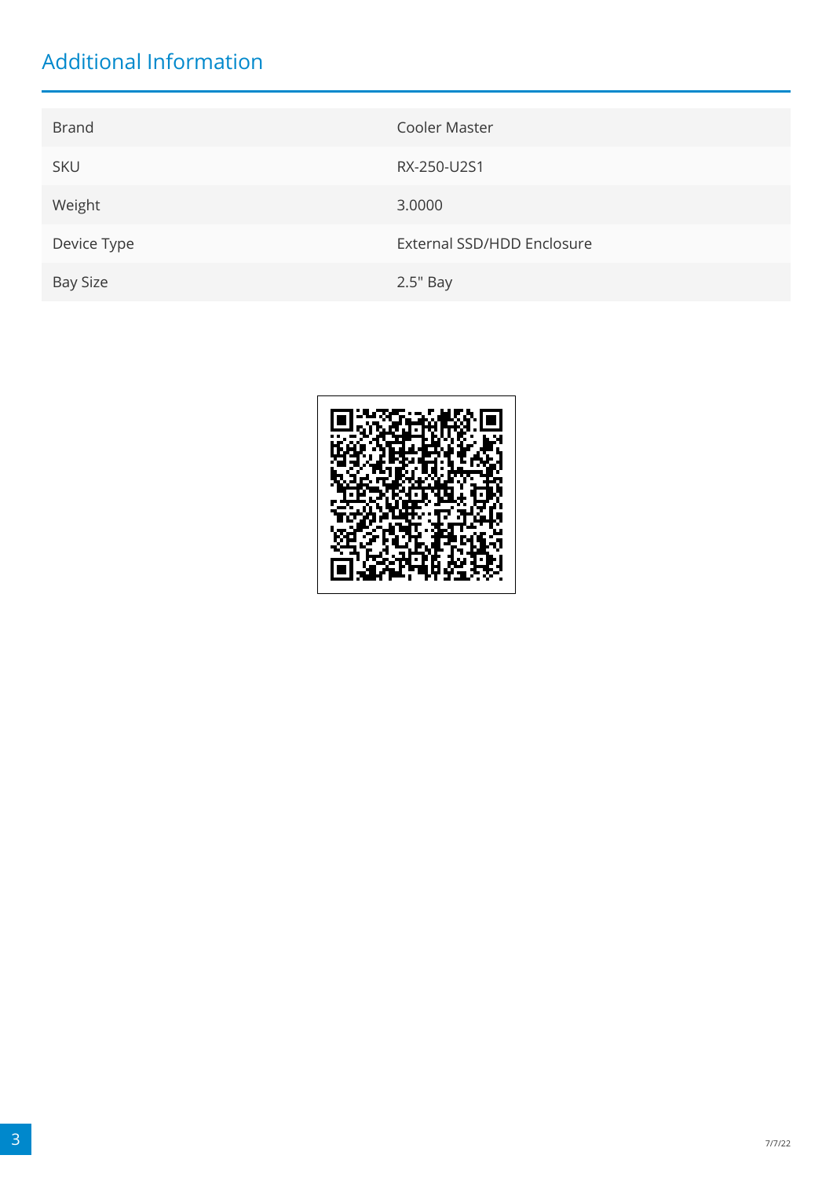## Additional Information

| | |
|---|---|
| Brand | Cooler Master |
| SKU | RX-250-U2S1 |
| Weight | 3.0000 |
| Device Type | External SSD/HDD Enclosure |
| Bay Size | 2.5" Bay |